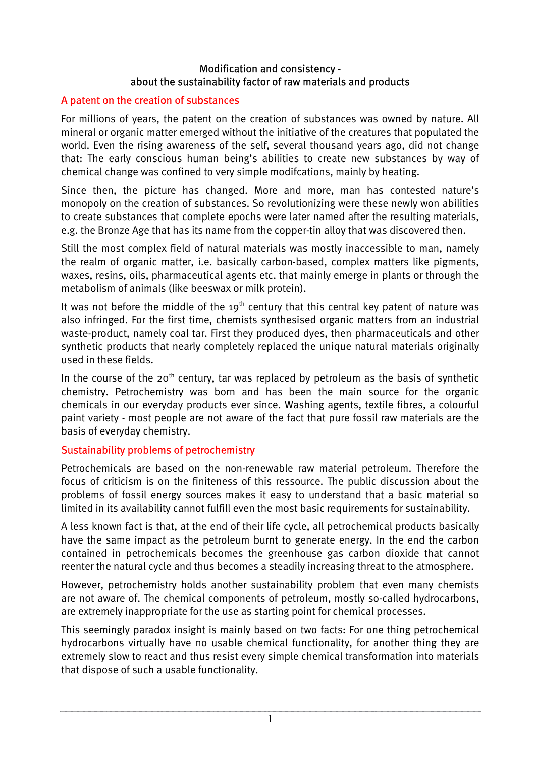# Modification and consistency - about the sustainability factor of raw materials and products

## A patent on the creation of substances

For millions of years, the patent on the creation of substances was owned by nature. All mineral or organic matter emerged without the initiative of the creatures that populated the world. Even the rising awareness of the self, several thousand years ago, did not change that: The early conscious human being's abilities to create new substances by way of chemical change was confined to very simple modifcations, mainly by heating.

Since then, the picture has changed. More and more, man has contested nature's monopoly on the creation of substances. So revolutionizing were these newly won abilities to create substances that complete epochs were later named after the resulting materials, e.g. the Bronze Age that has its name from the copper-tin alloy that was discovered then.

Still the most complex field of natural materials was mostly inaccessible to man, namely the realm of organic matter, i.e. basically carbon-based, complex matters like pigments, waxes, resins, oils, pharmaceutical agents etc. that mainly emerge in plants or through the metabolism of animals (like beeswax or milk protein).

It was not before the middle of the 19$^{th}$ century that this central key patent of nature was also infringed. For the first time, chemists synthesised organic matters from an industrial waste-product, namely coal tar. First they produced dyes, then pharmaceuticals and other synthetic products that nearly completely replaced the unique natural materials originally used in these fields.

In the course of the 20$^{th}$ century, tar was replaced by petroleum as the basis of synthetic chemistry. Petrochemistry was born and has been the main source for the organic chemicals in our everyday products ever since. Washing agents, textile fibres, a colourful paint variety - most people are not aware of the fact that pure fossil raw materials are the basis of everyday chemistry.

## Sustainability problems of petrochemistry

Petrochemicals are based on the non-renewable raw material petroleum. Therefore the focus of criticism is on the finiteness of this ressource. The public discussion about the problems of fossil energy sources makes it easy to understand that a basic material so limited in its availability cannot fulfill even the most basic requirements for sustainability.

A less known fact is that, at the end of their life cycle, all petrochemical products basically have the same impact as the petroleum burnt to generate energy. In the end the carbon contained in petrochemicals becomes the greenhouse gas carbon dioxide that cannot reenter the natural cycle and thus becomes a steadily increasing threat to the atmosphere.

However, petrochemistry holds another sustainability problem that even many chemists are not aware of. The chemical components of petroleum, mostly so-called hydrocarbons, are extremely inappropriate for the use as starting point for chemical processes.

This seemingly paradox insight is mainly based on two facts: For one thing petrochemical hydrocarbons virtually have no usable chemical functionality, for another thing they are extremely slow to react and thus resist every simple chemical transformation into materials that dispose of such a usable functionality.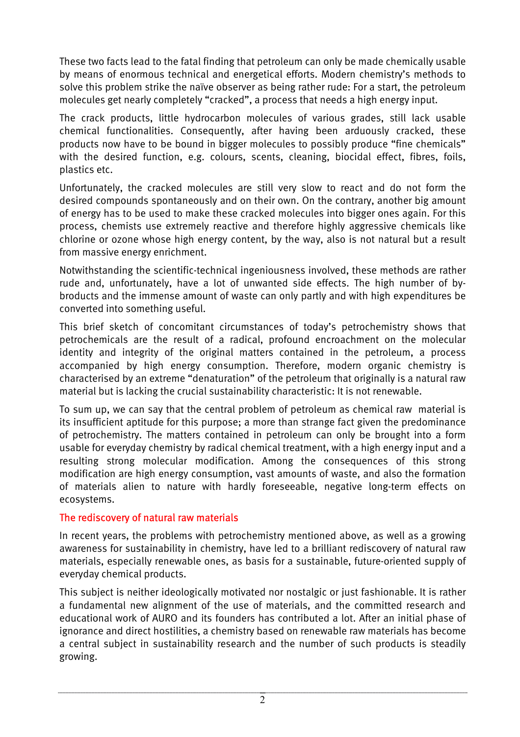These two facts lead to the fatal finding that petroleum can only be made chemically usable by means of enormous technical and energetical efforts. Modern chemistry's methods to solve this problem strike the naïve observer as being rather rude: For a start, the petroleum molecules get nearly completely "cracked", a process that needs a high energy input.

The crack products, little hydrocarbon molecules of various grades, still lack usable chemical functionalities. Consequently, after having been arduously cracked, these products now have to be bound in bigger molecules to possibly produce "fine chemicals" with the desired function, e.g. colours, scents, cleaning, biocidal effect, fibres, foils, plastics etc.

Unfortunately, the cracked molecules are still very slow to react and do not form the desired compounds spontaneously and on their own. On the contrary, another big amount of energy has to be used to make these cracked molecules into bigger ones again. For this process, chemists use extremely reactive and therefore highly aggressive chemicals like chlorine or ozone whose high energy content, by the way, also is not natural but a result from massive energy enrichment.

Notwithstanding the scientific-technical ingeniousness involved, these methods are rather rude and, unfortunately, have a lot of unwanted side effects. The high number of by-broducts and the immense amount of waste can only partly and with high expenditures be converted into something useful.

This brief sketch of concomitant circumstances of today's petrochemistry shows that petrochemicals are the result of a radical, profound encroachment on the molecular identity and integrity of the original matters contained in the petroleum, a process accompanied by high energy consumption. Therefore, modern organic chemistry is characterised by an extreme "denaturation" of the petroleum that originally is a natural raw material but is lacking the crucial sustainability characteristic: It is not renewable.

To sum up, we can say that the central problem of petroleum as chemical raw material is its insufficient aptitude for this purpose; a more than strange fact given the predominance of petrochemistry. The matters contained in petroleum can only be brought into a form usable for everyday chemistry by radical chemical treatment, with a high energy input and a resulting strong molecular modification. Among the consequences of this strong modification are high energy consumption, vast amounts of waste, and also the formation of materials alien to nature with hardly foreseeable, negative long-term effects on ecosystems.

## The rediscovery of natural raw materials

In recent years, the problems with petrochemistry mentioned above, as well as a growing awareness for sustainability in chemistry, have led to a brilliant rediscovery of natural raw materials, especially renewable ones, as basis for a sustainable, future-oriented supply of everyday chemical products.

This subject is neither ideologically motivated nor nostalgic or just fashionable. It is rather a fundamental new alignment of the use of materials, and the committed research and educational work of AURO and its founders has contributed a lot. After an initial phase of ignorance and direct hostilities, a chemistry based on renewable raw materials has become a central subject in sustainability research and the number of such products is steadily growing.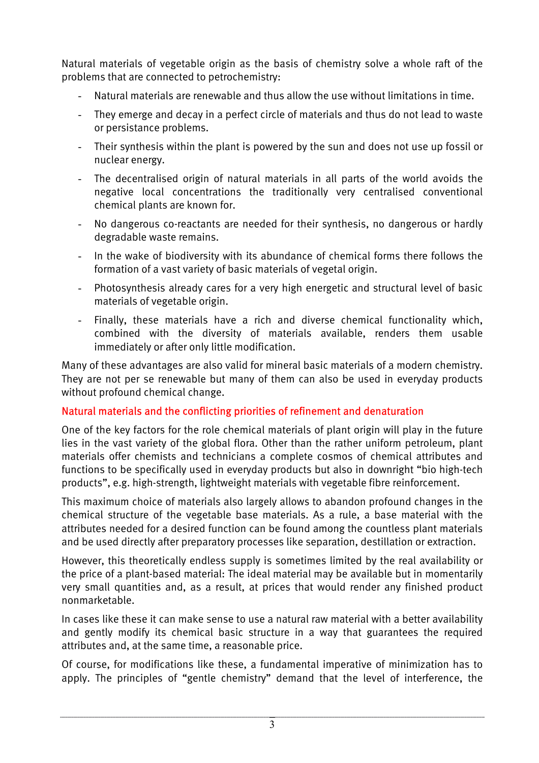Natural materials of vegetable origin as the basis of chemistry solve a whole raft of the problems that are connected to petrochemistry:

- Natural materials are renewable and thus allow the use without limitations in time.
- They emerge and decay in a perfect circle of materials and thus do not lead to waste or persistance problems.
- Their synthesis within the plant is powered by the sun and does not use up fossil or nuclear energy.
- The decentralised origin of natural materials in all parts of the world avoids the negative local concentrations the traditionally very centralised conventional chemical plants are known for.
- No dangerous co-reactants are needed for their synthesis, no dangerous or hardly degradable waste remains.
- In the wake of biodiversity with its abundance of chemical forms there follows the formation of a vast variety of basic materials of vegetal origin.
- Photosynthesis already cares for a very high energetic and structural level of basic materials of vegetable origin.
- Finally, these materials have a rich and diverse chemical functionality which, combined with the diversity of materials available, renders them usable immediately or after only little modification.

Many of these advantages are also valid for mineral basic materials of a modern chemistry. They are not per se renewable but many of them can also be used in everyday products without profound chemical change.

## Natural materials and the conflicting priorities of refinement and denaturation

One of the key factors for the role chemical materials of plant origin will play in the future lies in the vast variety of the global flora. Other than the rather uniform petroleum, plant materials offer chemists and technicians a complete cosmos of chemical attributes and functions to be specifically used in everyday products but also in downright "bio high-tech products", e.g. high-strength, lightweight materials with vegetable fibre reinforcement.

This maximum choice of materials also largely allows to abandon profound changes in the chemical structure of the vegetable base materials. As a rule, a base material with the attributes needed for a desired function can be found among the countless plant materials and be used directly after preparatory processes like separation, destillation or extraction.

However, this theoretically endless supply is sometimes limited by the real availability or the price of a plant-based material: The ideal material may be available but in momentarily very small quantities and, as a result, at prices that would render any finished product nonmarketable.

In cases like these it can make sense to use a natural raw material with a better availability and gently modify its chemical basic structure in a way that guarantees the required attributes and, at the same time, a reasonable price.

Of course, for modifications like these, a fundamental imperative of minimization has to apply. The principles of "gentle chemistry" demand that the level of interference, the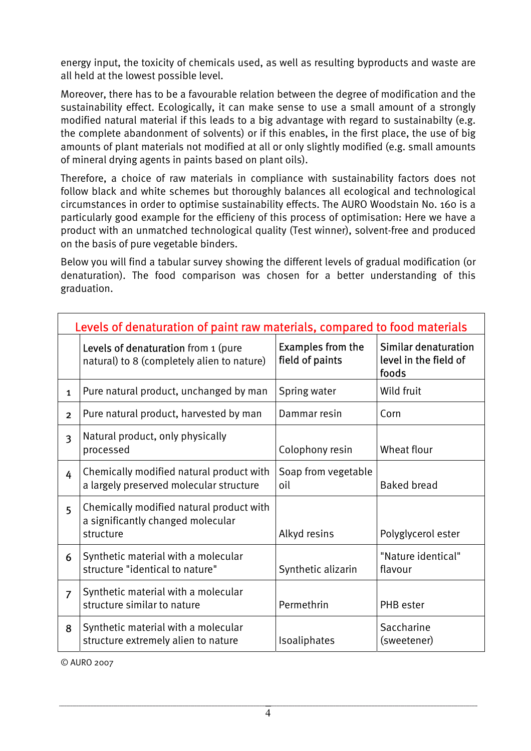energy input, the toxicity of chemicals used, as well as resulting byproducts and waste are all held at the lowest possible level.

Moreover, there has to be a favourable relation between the degree of modification and the sustainability effect. Ecologically, it can make sense to use a small amount of a strongly modified natural material if this leads to a big advantage with regard to sustainabilty (e.g. the complete abandonment of solvents) or if this enables, in the first place, the use of big amounts of plant materials not modified at all or only slightly modified (e.g. small amounts of mineral drying agents in paints based on plant oils).

Therefore, a choice of raw materials in compliance with sustainability factors does not follow black and white schemes but thoroughly balances all ecological and technological circumstances in order to optimise sustainability effects. The AURO Woodstain No. 160 is a particularly good example for the efficieny of this process of optimisation: Here we have a product with an unmatched technological quality (Test winner), solvent-free and produced on the basis of pure vegetable binders.

Below you will find a tabular survey showing the different levels of gradual modification (or denaturation). The food comparison was chosen for a better understanding of this graduation.

**Levels of denaturation of paint raw materials, compared to food materials**

| | Levels of denaturation from 1 (pure natural) to 8 (completely alien to nature) | Examples from the field of paints | Similar denaturation level in the field of foods |
|---|---|---|---|
| 1 | Pure natural product, unchanged by man | Spring water | Wild fruit |
| 2 | Pure natural product, harvested by man | Dammar resin | Corn |
| 3 | Natural product, only physically processed | Colophony resin | Wheat flour |
| 4 | Chemically modified natural product with a largely preserved molecular structure | Soap from vegetable oil | Baked bread |
| 5 | Chemically modified natural product with a significantly changed molecular structure | Alkyd resins | Polyglycerol ester |
| 6 | Synthetic material with a molecular structure "identical to nature" | Synthetic alizarin | "Nature identical" flavour |
| 7 | Synthetic material with a molecular structure similar to nature | Permethrin | PHB ester |
| 8 | Synthetic material with a molecular structure extremely alien to nature | Isoaliphates | Saccharine (sweetener) |

© AURO 2007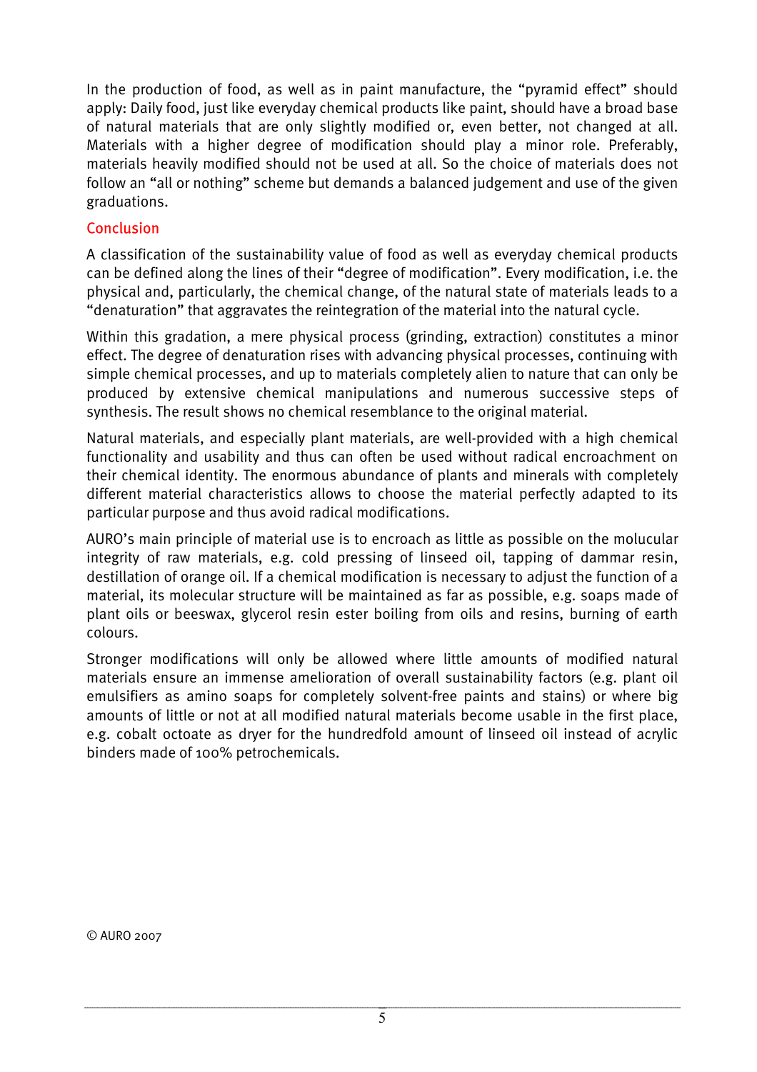In the production of food, as well as in paint manufacture, the “pyramid effect” should apply: Daily food, just like everyday chemical products like paint, should have a broad base of natural materials that are only slightly modified or, even better, not changed at all. Materials with a higher degree of modification should play a minor role. Preferably, materials heavily modified should not be used at all. So the choice of materials does not follow an “all or nothing” scheme but demands a balanced judgement and use of the given graduations.

## Conclusion

A classification of the sustainability value of food as well as everyday chemical products can be defined along the lines of their “degree of modification”. Every modification, i.e. the physical and, particularly, the chemical change, of the natural state of materials leads to a “denaturation” that aggravates the reintegration of the material into the natural cycle.

Within this gradation, a mere physical process (grinding, extraction) constitutes a minor effect. The degree of denaturation rises with advancing physical processes, continuing with simple chemical processes, and up to materials completely alien to nature that can only be produced by extensive chemical manipulations and numerous successive steps of synthesis. The result shows no chemical resemblance to the original material.

Natural materials, and especially plant materials, are well-provided with a high chemical functionality and usability and thus can often be used without radical encroachment on their chemical identity. The enormous abundance of plants and minerals with completely different material characteristics allows to choose the material perfectly adapted to its particular purpose and thus avoid radical modifications.

AURO’s main principle of material use is to encroach as little as possible on the molucular integrity of raw materials, e.g. cold pressing of linseed oil, tapping of dammar resin, destillation of orange oil. If a chemical modification is necessary to adjust the function of a material, its molecular structure will be maintained as far as possible, e.g. soaps made of plant oils or beeswax, glycerol resin ester boiling from oils and resins, burning of earth colours.

Stronger modifications will only be allowed where little amounts of modified natural materials ensure an immense amelioration of overall sustainability factors (e.g. plant oil emulsifiers as amino soaps for completely solvent-free paints and stains) or where big amounts of little or not at all modified natural materials become usable in the first place, e.g. cobalt octoate as dryer for the hundredfold amount of linseed oil instead of acrylic binders made of 100% petrochemicals.

© AURO 2007